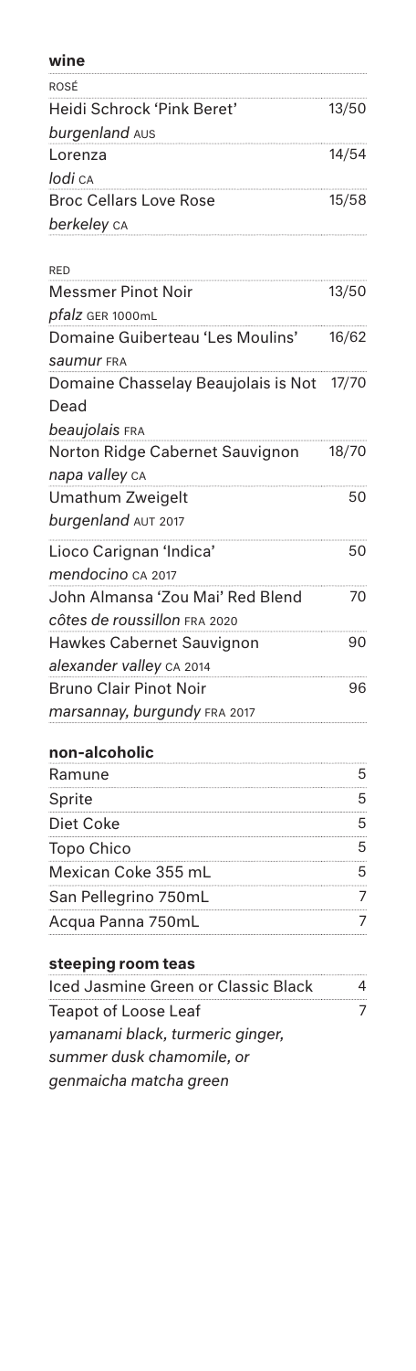## wine

### ROSÉ

| Item | Price |
|---|---|
| Heidi Schrock 'Pink Beret' *burgenland* AUS | 13/50 |
| Lorenza *lodi* CA | 14/54 |
| Broc Cellars Love Rose *berkeley* CA | 15/58 |

### RED

| Item | Price |
|---|---|
| Messmer Pinot Noir *pfalz* GER 1000mL | 13/50 |
| Domaine Guiberteau 'Les Moulins' *saumur* FRA | 16/62 |
| Domaine Chasselay Beaujolais is Not Dead *beaujolais* FRA | 17/70 |
| Norton Ridge Cabernet Sauvignon *napa valley* CA | 18/70 |
| Umathum Zweigelt *burgenland* AUT 2017 | 50 |
| Lioco Carignan 'Indica' *mendocino* CA 2017 | 50 |
| John Almansa 'Zou Mai' Red Blend *côtes de roussillon* FRA 2020 | 70 |
| Hawkes Cabernet Sauvignon *alexander valley* CA 2014 | 90 |
| Bruno Clair Pinot Noir *marsannay, burgundy* FRA 2017 | 96 |

## non-alcoholic

| Item | Price |
|---|---|
| Ramune | 5 |
| Sprite | 5 |
| Diet Coke | 5 |
| Topo Chico | 5 |
| Mexican Coke 355 mL | 5 |
| San Pellegrino 750mL | 7 |
| Acqua Panna 750mL | 7 |

## steeping room teas

| Item | Price |
|---|---|
| Iced Jasmine Green or Classic Black | 4 |
| Teapot of Loose Leaf *yamanami black, turmeric ginger, summer dusk chamomile, or genmaicha matcha green* | 7 |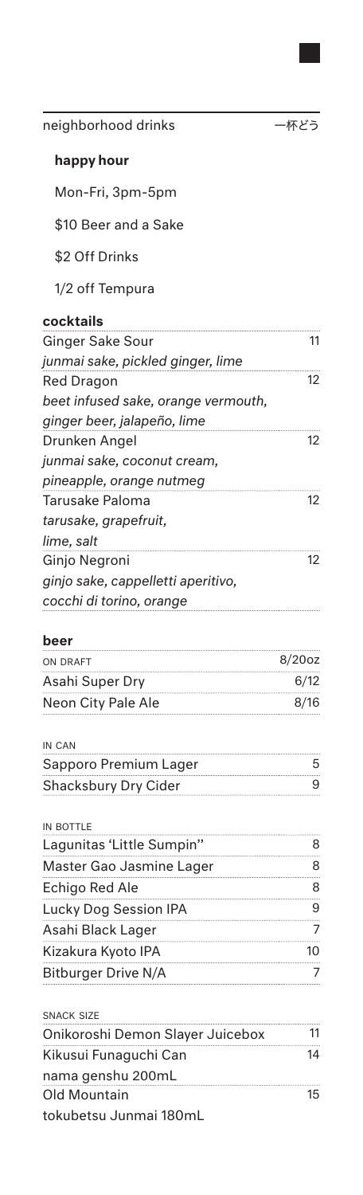neighborhood drinks 一杯どう

**happy hour**

Mon-Fri, 3pm-5pm

\$10 Beer and a Sake

\$2 Off Drinks

1/2 off Tempura

**cocktails**

| | |
|---|---|
| Ginger Sake Sour<br>*junmai sake, pickled ginger, lime* | 11 |
| Red Dragon<br>*beet infused sake, orange vermouth, ginger beer, jalapeño, lime* | 12 |
| Drunken Angel<br>*junmai sake, coconut cream, pineapple, orange nutmeg* | 12 |
| Tarusake Paloma<br>*tarusake, grapefruit, lime, salt* | 12 |
| Ginjo Negroni<br>*ginjo sake, cappelletti aperitivo, cocchi di torino, orange* | 12 |

**beer**

| ON DRAFT | 8/20oz |
|---|---|
| Asahi Super Dry | 6/12 |
| Neon City Pale Ale | 8/16 |

| IN CAN | |
|---|---|
| Sapporo Premium Lager | 5 |
| Shacksbury Dry Cider | 9 |

| IN BOTTLE | |
|---|---|
| Lagunitas 'Little Sumpin'' | 8 |
| Master Gao Jasmine Lager | 8 |
| Echigo Red Ale | 8 |
| Lucky Dog Session IPA | 9 |
| Asahi Black Lager | 7 |
| Kizakura Kyoto IPA | 10 |
| Bitburger Drive N/A | 7 |

| SNACK SIZE | |
|---|---|
| Onikoroshi Demon Slayer Juicebox | 11 |
| Kikusui Funaguchi Can<br>nama genshu 200mL | 14 |
| Old Mountain<br>tokubetsu Junmai 180mL | 15 |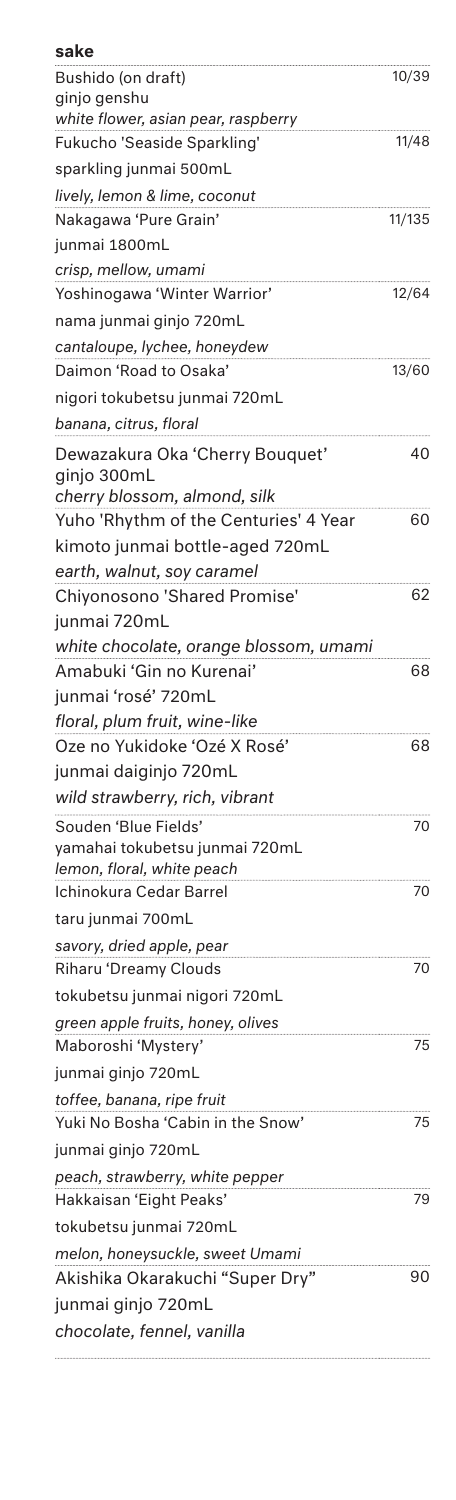## sake

Bushido (on draft) — 10/39
ginjo genshu
*white flower, asian pear, raspberry*

Fukucho 'Seaside Sparkling' — 11/48
sparkling junmai 500mL
*lively, lemon & lime, coconut*

Nakagawa 'Pure Grain' — 11/135
junmai 1800mL
*crisp, mellow, umami*

Yoshinogawa 'Winter Warrior' — 12/64
nama junmai ginjo 720mL
*cantaloupe, lychee, honeydew*

Daimon 'Road to Osaka' — 13/60
nigori tokubetsu junmai 720mL
*banana, citrus, floral*

Dewazakura Oka 'Cherry Bouquet' — 40
ginjo 300mL
*cherry blossom, almond, silk*

Yuho 'Rhythm of the Centuries' 4 Year — 60
kimoto junmai bottle-aged 720mL
*earth, walnut, soy caramel*

Chiyonosono 'Shared Promise' — 62
junmai 720mL
*white chocolate, orange blossom, umami*

Amabuki 'Gin no Kurenai' — 68
junmai 'rosé' 720mL
*floral, plum fruit, wine-like*

Oze no Yukidoke 'Ozé X Rosé' — 68
junmai daiginjo 720mL
*wild strawberry, rich, vibrant*

Souden 'Blue Fields' — 70
yamahai tokubetsu junmai 720mL
*lemon, floral, white peach*

Ichinokura Cedar Barrel — 70
taru junmai 700mL
*savory, dried apple, pear*

Riharu 'Dreamy Clouds — 70
tokubetsu junmai nigori 720mL
*green apple fruits, honey, olives*

Maboroshi 'Mystery' — 75
junmai ginjo 720mL
*toffee, banana, ripe fruit*

Yuki No Bosha 'Cabin in the Snow' — 75
junmai ginjo 720mL
*peach, strawberry, white pepper*

Hakkaisan 'Eight Peaks' — 79
tokubetsu junmai 720mL
*melon, honeysuckle, sweet Umami*

Akishika Okarakuchi "Super Dry" — 90
junmai ginjo 720mL
*chocolate, fennel, vanilla*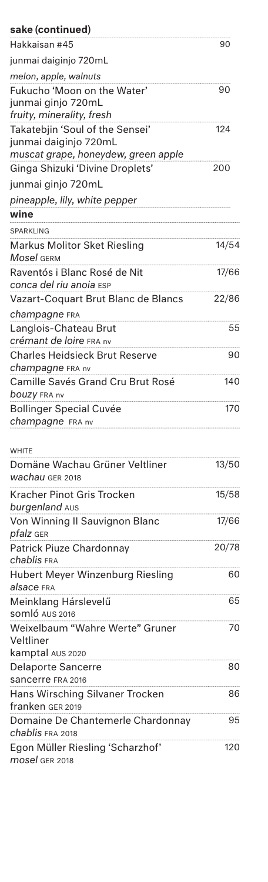**sake (continued)**

| | |
|---|---|
| Hakkaisan #45<br>junmai daiginjo 720mL<br>*melon, apple, walnuts* | 90 |
| Fukucho 'Moon on the Water'<br>junmai ginjo 720mL<br>*fruity, minerality, fresh* | 90 |
| Takatebjin 'Soul of the Sensei'<br>junmai daiginjo 720mL<br>*muscat grape, honeydew, green apple* | 124 |
| Ginga Shizuki 'Divine Droplets'<br>junmai ginjo 720mL<br>*pineapple, lily, white pepper* | 200 |

**wine**

SPARKLING

| | |
|---|---|
| Markus Molitor Sket Riesling<br>*Mosel* GERM | 14/54 |
| Raventós i Blanc Rosé de Nit<br>*conca del riu anoia* ESP | 17/66 |
| Vazart-Coquart Brut Blanc de Blancs<br>*champagne* FRA | 22/86 |
| Langlois-Chateau Brut<br>*crémant de loire* FRA nv | 55 |
| Charles Heidsieck Brut Reserve<br>*champagne* FRA nv | 90 |
| Camille Savés Grand Cru Brut Rosé<br>*bouzy* FRA nv | 140 |
| Bollinger Special Cuvée<br>*champagne* FRA nv | 170 |

WHITE

| | |
|---|---|
| Domäne Wachau Grüner Veltliner<br>*wachau* GER 2018 | 13/50 |
| Kracher Pinot Gris Trocken<br>*burgenland* AUS | 15/58 |
| Von Winning II Sauvignon Blanc<br>*pfalz* GER | 17/66 |
| Patrick Piuze Chardonnay<br>*chablis* FRA | 20/78 |
| Hubert Meyer Winzenburg Riesling<br>*alsace* FRA | 60 |
| Meinklang Hárslevelű<br>somló AUS 2016 | 65 |
| Weixelbaum "Wahre Werte" Gruner Veltliner<br>kamptal AUS 2020 | 70 |
| Delaporte Sancerre<br>sancerre FRA 2016 | 80 |
| Hans Wirsching Silvaner Trocken<br>franken GER 2019 | 86 |
| Domaine De Chantemerle Chardonnay<br>*chablis* FRA 2018 | 95 |
| Egon Müller Riesling 'Scharzhof'<br>*mosel* GER 2018 | 120 |